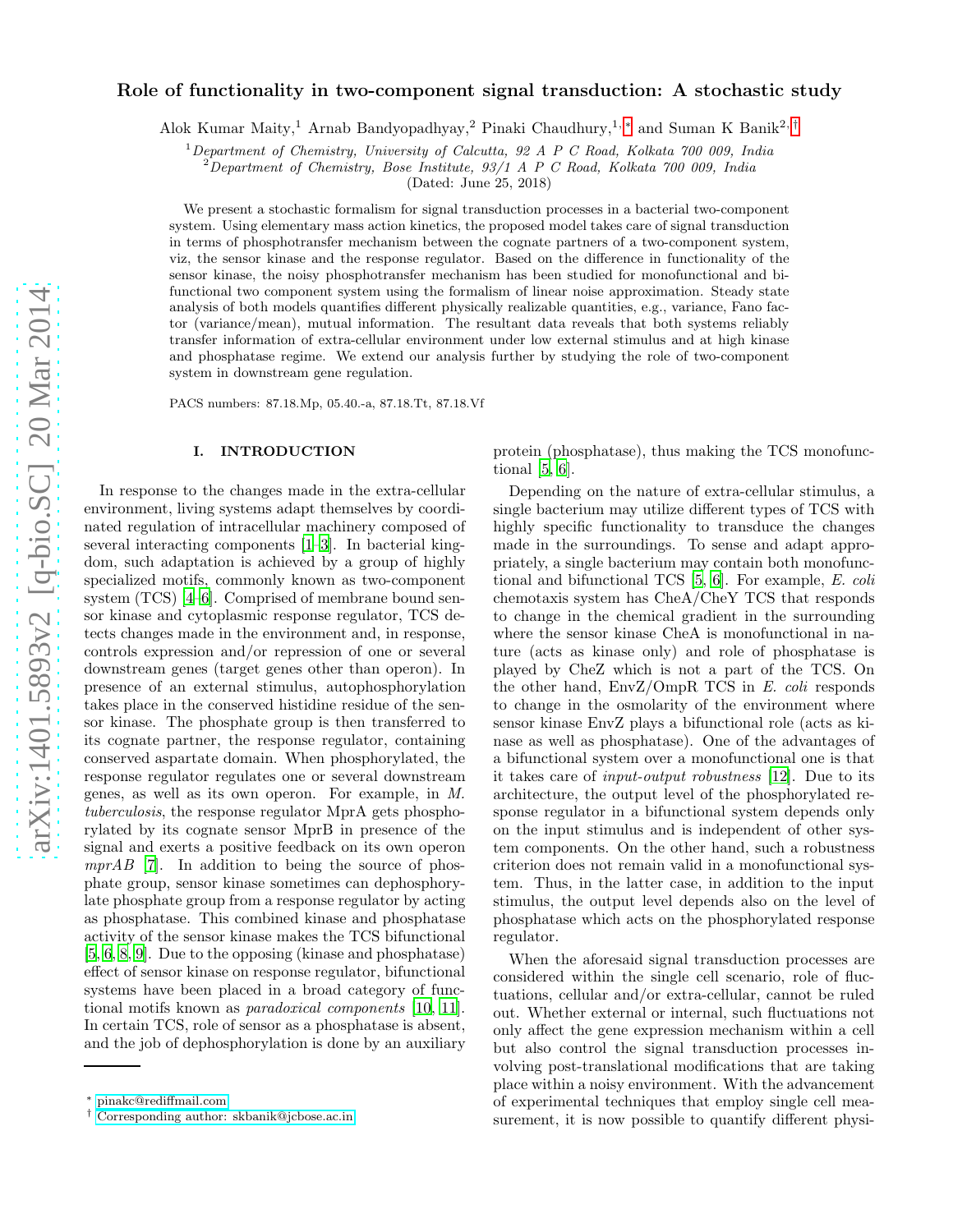# Role of functionality in two-component signal transduction: A stochastic study

Alok Kumar Maity,[1] Arnab Bandyopadhyay,[2] Pinaki Chaudhury,[1,*] and Suman K Banik[2,†]

[1] *Department of Chemistry, University of Calcutta, 92 A P C Road, Kolkata 700 009, India*
[2] *Department of Chemistry, Bose Institute, 93/1 A P C Road, Kolkata 700 009, India*

(Dated: June 25, 2018)

We present a stochastic formalism for signal transduction processes in a bacterial two-component system. Using elementary mass action kinetics, the proposed model takes care of signal transduction in terms of phosphotransfer mechanism between the cognate partners of a two-component system, viz, the sensor kinase and the response regulator. Based on the difference in functionality of the sensor kinase, the noisy phosphotransfer mechanism has been studied for monofunctional and bifunctional two component system using the formalism of linear noise approximation. Steady state analysis of both models quantifies different physically realizable quantities, e.g., variance, Fano factor (variance/mean), mutual information. The resultant data reveals that both systems reliably transfer information of extra-cellular environment under low external stimulus and at high kinase and phosphatase regime. We extend our analysis further by studying the role of two-component system in downstream gene regulation.

PACS numbers: 87.18.Mp, 05.40.-a, 87.18.Tt, 87.18.Vf

## I. INTRODUCTION

In response to the changes made in the extra-cellular environment, living systems adapt themselves by coordinated regulation of intracellular machinery composed of several interacting components [1–3]. In bacterial kingdom, such adaptation is achieved by a group of highly specialized motifs, commonly known as two-component system (TCS) [4–6]. Comprised of membrane bound sensor kinase and cytoplasmic response regulator, TCS detects changes made in the environment and, in response, controls expression and/or repression of one or several downstream genes (target genes other than operon). In presence of an external stimulus, autophosphorylation takes place in the conserved histidine residue of the sensor kinase. The phosphate group is then transferred to its cognate partner, the response regulator, containing conserved aspartate domain. When phosphorylated, the response regulator regulates one or several downstream genes, as well as its own operon. For example, in *M. tuberculosis*, the response regulator MprA gets phosphorylated by its cognate sensor MprB in presence of the signal and exerts a positive feedback on its own operon *mprAB* [7]. In addition to being the source of phosphate group, sensor kinase sometimes can dephosphorylate phosphate group from a response regulator by acting as phosphatase. This combined kinase and phosphatase activity of the sensor kinase makes the TCS bifunctional [5, 6, 8, 9]. Due to the opposing (kinase and phosphatase) effect of sensor kinase on response regulator, bifunctional systems have been placed in a broad category of functional motifs known as *paradoxical components* [10, 11]. In certain TCS, role of sensor as a phosphatase is absent, and the job of dephosphorylation is done by an auxiliary protein (phosphatase), thus making the TCS monofunctional [5, 6].

Depending on the nature of extra-cellular stimulus, a single bacterium may utilize different types of TCS with highly specific functionality to transduce the changes made in the surroundings. To sense and adapt appropriately, a single bacterium may contain both monofunctional and bifunctional TCS [5, 6]. For example, *E. coli* chemotaxis system has CheA/CheY TCS that responds to change in the chemical gradient in the surrounding where the sensor kinase CheA is monofunctional in nature (acts as kinase only) and role of phosphatase is played by CheZ which is not a part of the TCS. On the other hand, EnvZ/OmpR TCS in *E. coli* responds to change in the osmolarity of the environment where sensor kinase EnvZ plays a bifunctional role (acts as kinase as well as phosphatase). One of the advantages of a bifunctional system over a monofunctional one is that it takes care of *input-output robustness* [12]. Due to its architecture, the output level of the phosphorylated response regulator in a bifunctional system depends only on the input stimulus and is independent of other system components. On the other hand, such a robustness criterion does not remain valid in a monofunctional system. Thus, in the latter case, in addition to the input stimulus, the output level depends also on the level of phosphatase which acts on the phosphorylated response regulator.

When the aforesaid signal transduction processes are considered within the single cell scenario, role of fluctuations, cellular and/or extra-cellular, cannot be ruled out. Whether external or internal, such fluctuations not only affect the gene expression mechanism within a cell but also control the signal transduction processes involving post-translational modifications that are taking place within a noisy environment. With the advancement of experimental techniques that employ single cell measurement, it is now possible to quantify different physi-

* pinakc@rediffmail.com
† Corresponding author: skbanik@jcbose.ac.in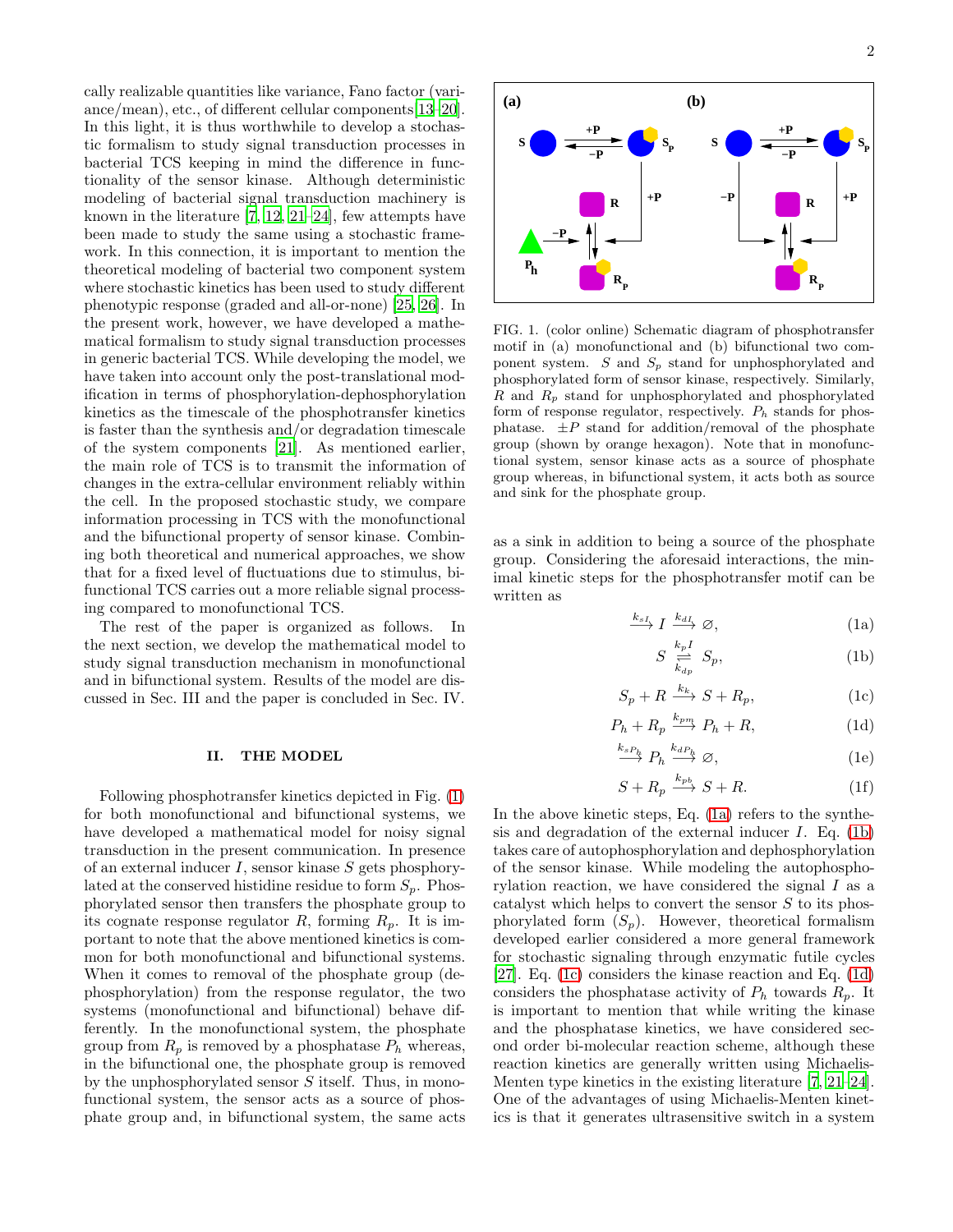cally realizable quantities like variance, Fano factor (variance/mean), etc., of different cellular components[13–20]. In this light, it is thus worthwhile to develop a stochastic formalism to study signal transduction processes in bacterial TCS keeping in mind the difference in functionality of the sensor kinase. Although deterministic modeling of bacterial signal transduction machinery is known in the literature [7, 12, 21–24], few attempts have been made to study the same using a stochastic framework. In this connection, it is important to mention the theoretical modeling of bacterial two component system where stochastic kinetics has been used to study different phenotypic response (graded and all-or-none) [25, 26]. In the present work, however, we have developed a mathematical formalism to study signal transduction processes in generic bacterial TCS. While developing the model, we have taken into account only the post-translational modification in terms of phosphorylation-dephosphorylation kinetics as the timescale of the phosphotransfer kinetics is faster than the synthesis and/or degradation timescale of the system components [21]. As mentioned earlier, the main role of TCS is to transmit the information of changes in the extra-cellular environment reliably within the cell. In the proposed stochastic study, we compare information processing in TCS with the monofunctional and the bifunctional property of sensor kinase. Combining both theoretical and numerical approaches, we show that for a fixed level of fluctuations due to stimulus, bifunctional TCS carries out a more reliable signal processing compared to monofunctional TCS.

The rest of the paper is organized as follows. In the next section, we develop the mathematical model to study signal transduction mechanism in monofunctional and in bifunctional system. Results of the model are discussed in Sec. III and the paper is concluded in Sec. IV.

## II. THE MODEL

Following phosphotransfer kinetics depicted in Fig. (1) for both monofunctional and bifunctional systems, we have developed a mathematical model for noisy signal transduction in the present communication. In presence of an external inducer $I$, sensor kinase $S$ gets phosphorylated at the conserved histidine residue to form $S_p$. Phosphorylated sensor then transfers the phosphate group to its cognate response regulator $R$, forming $R_p$. It is important to note that the above mentioned kinetics is common for both monofunctional and bifunctional systems. When it comes to removal of the phosphate group (dephosphorylation) from the response regulator, the two systems (monofunctional and bifunctional) behave differently. In the monofunctional system, the phosphate group from $R_p$ is removed by a phosphatase $P_h$ whereas, in the bifunctional one, the phosphate group is removed by the unphosphorylated sensor $S$ itself. Thus, in monofunctional system, the sensor acts as a source of phosphate group and, in bifunctional system, the same acts as a sink in addition to being a source of the phosphate group. Considering the aforesaid interactions, the minimal kinetic steps for the phosphotransfer motif can be written as

FIG. 1. (color online) Schematic diagram of phosphotransfer motif in (a) monofunctional and (b) bifunctional two component system. $S$ and $S_p$ stand for unphosphorylated and phosphorylated form of sensor kinase, respectively. Similarly, $R$ and $R_p$ stand for unphosphorylated and phosphorylated form of response regulator, respectively. $P_h$ stands for phosphatase. $\pm P$ stand for addition/removal of the phosphate group (shown by orange hexagon). Note that in monofunctional system, sensor kinase acts as a source of phosphate group whereas, in bifunctional system, it acts both as source and sink for the phosphate group.

$$\xrightarrow{k_{sI}} I \xrightarrow{k_{dI}} \varnothing, \tag{1a}$$

$$S \underset{k_{dp}}{\overset{k_p I}{\rightleftharpoons}} S_p, \tag{1b}$$

$$S_p + R \xrightarrow{k_k} S + R_p, \tag{1c}$$

$$P_h + R_p \xrightarrow{k_{pm}} P_h + R, \tag{1d}$$

$$\xrightarrow{k_{sP_h}} P_h \xrightarrow{k_{dP_h}} \varnothing, \tag{1e}$$

$$S + R_p \xrightarrow{k_{pb}} S + R. \tag{1f}$$

In the above kinetic steps, Eq. (1a) refers to the synthesis and degradation of the external inducer $I$. Eq. (1b) takes care of autophosphorylation and dephosphorylation of the sensor kinase. While modeling the autophosphorylation reaction, we have considered the signal $I$ as a catalyst which helps to convert the sensor $S$ to its phosphorylated form ($S_p$). However, theoretical formalism developed earlier considered a more general framework for stochastic signaling through enzymatic futile cycles [27]. Eq. (1c) considers the kinase reaction and Eq. (1d) considers the phosphatase activity of $P_h$ towards $R_p$. It is important to mention that while writing the kinase and the phosphatase kinetics, we have considered second order bi-molecular reaction scheme, although these reaction kinetics are generally written using Michaelis-Menten type kinetics in the existing literature [7, 21–24]. One of the advantages of using Michaelis-Menten kinetics is that it generates ultrasensitive switch in a system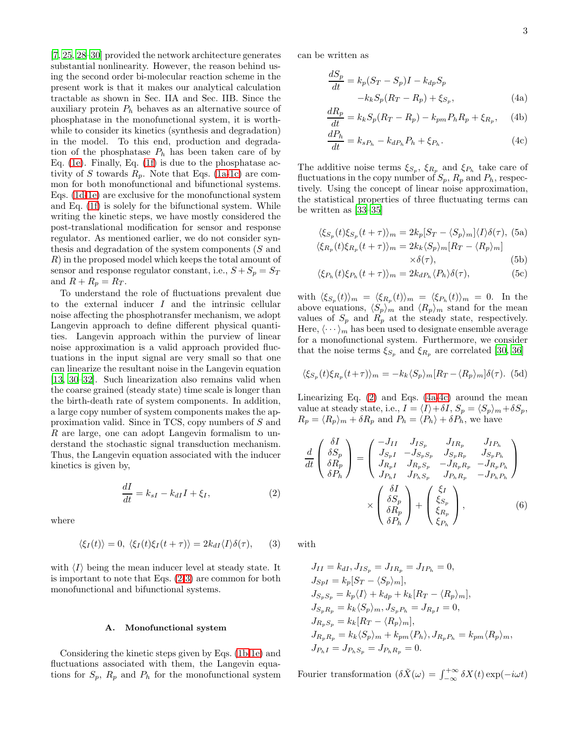[7, 25, 28–30] provided the network architecture generates substantial nonlinearity. However, the reason behind using the second order bi-molecular reaction scheme in the present work is that it makes our analytical calculation tractable as shown in Sec. IIA and Sec. IIB. Since the auxiliary protein $P_h$ behaves as an alternative source of phosphatase in the monofunctional system, it is worthwhile to consider its kinetics (synthesis and degradation) in the model. To this end, production and degradation of the phosphatase $P_h$ has been taken care of by Eq. (1e). Finally, Eq. (1f) is due to the phosphatase activity of $S$ towards $R_p$. Note that Eqs. (1a-1c) are common for both monofunctional and bifunctional systems. Eqs. (1d-1e) are exclusive for the monofunctional system and Eq. (1f) is solely for the bifunctional system. While writing the kinetic steps, we have mostly considered the post-translational modification for sensor and response regulator. As mentioned earlier, we do not consider synthesis and degradation of the system components ($S$ and $R$) in the proposed model which keeps the total amount of sensor and response regulator constant, i.e., $S + S_p = S_T$ and $R + R_p = R_T$.

To understand the role of fluctuations prevalent due to the external inducer $I$ and the intrinsic cellular noise affecting the phosphotransfer mechanism, we adopt Langevin approach to define different physical quantities. Langevin approach within the purview of linear noise approximation is a valid approach provided fluctuations in the input signal are very small so that one can linearize the resultant noise in the Langevin equation [13, 30–32]. Such linearization also remains valid when the coarse grained (steady state) time scale is longer than the birth-death rate of system components. In addition, a large copy number of system components makes the approximation valid. Since in TCS, copy numbers of $S$ and $R$ are large, one can adopt Langevin formalism to understand the stochastic signal transduction mechanism. Thus, the Langevin equation associated with the inducer kinetics is given by,

$$\frac{dI}{dt} = k_{sI} - k_{dI} I + \xi_I, \tag{2}$$

where

$$\langle \xi_I(t) \rangle = 0,\ \langle \xi_I(t)\xi_I(t+\tau)\rangle = 2k_{dI}\langle I\rangle \delta(\tau), \tag{3}$$

with $\langle I \rangle$ being the mean inducer level at steady state. It is important to note that Eqs. (2-3) are common for both monofunctional and bifunctional systems.

### A. Monofunctional system

Considering the kinetic steps given by Eqs. (1b-1e) and fluctuations associated with them, the Langevin equations for $S_p$, $R_p$ and $P_h$ for the monofunctional system can be written as

$$\frac{dS_p}{dt} = k_p(S_T - S_p)I - k_{dp}S_p - k_k S_p(R_T - R_p) + \xi_{S_p}, \tag{4a}$$

$$\frac{dR_p}{dt} = k_k S_p(R_T - R_p) - k_{pm}P_h R_p + \xi_{R_p}, \tag{4b}$$

$$\frac{dP_h}{dt} = k_{sP_h} - k_{dP_h}P_h + \xi_{P_h}. \tag{4c}$$

The additive noise terms $\xi_{S_p}$, $\xi_{R_p}$ and $\xi_{P_h}$ take care of fluctuations in the copy number of $S_p$, $R_p$ and $P_h$, respectively. Using the concept of linear noise approximation, the statistical properties of three fluctuating terms can be written as [33–35]

$$\langle \xi_{S_p}(t)\xi_{S_p}(t+\tau)\rangle_m = 2k_p[S_T - \langle S_p\rangle_m]\langle I\rangle \delta(\tau), \tag{5a}$$

$$\langle \xi_{R_p}(t)\xi_{R_p}(t+\tau)\rangle_m = 2k_k\langle S_p\rangle_m[R_T - \langle R_p\rangle_m] \times \delta(\tau), \tag{5b}$$

$$\langle \xi_{P_h}(t)\xi_{P_h}(t+\tau)\rangle_m = 2k_{dP_h}\langle P_h\rangle \delta(\tau), \tag{5c}$$

with $\langle \xi_{S_p}(t)\rangle_m = \langle \xi_{R_p}(t)\rangle_m = \langle \xi_{P_h}(t)\rangle_m = 0$. In the above equations, $\langle S_p\rangle_m$ and $\langle R_p\rangle_m$ stand for the mean values of $S_p$ and $R_p$ at the steady state, respectively. Here, $\langle \cdots \rangle_m$ has been used to designate ensemble average for a monofunctional system. Furthermore, we consider that the noise terms $\xi_{S_p}$ and $\xi_{R_p}$ are correlated [30, 36]

$$\langle \xi_{S_p}(t)\xi_{R_p}(t+\tau)\rangle_m = -k_k\langle S_p\rangle_m[R_T - \langle R_p\rangle_m]\delta(\tau). \tag{5d}$$

Linearizing Eq. (2) and Eqs. (4a-4c) around the mean value at steady state, i.e., $I = \langle I\rangle + \delta I$, $S_p = \langle S_p\rangle_m + \delta S_p$, $R_p = \langle R_p\rangle_m + \delta R_p$ and $P_h = \langle P_h\rangle + \delta P_h$, we have

$$\frac{d}{dt}\begin{pmatrix} \delta I \\ \delta S_p \\ \delta R_p \\ \delta P_h \end{pmatrix} = \begin{pmatrix} -J_{II} & J_{IS_p} & J_{IR_p} & J_{IP_h} \\ J_{S_pI} & -J_{S_pS_p} & J_{S_pR_p} & J_{S_pP_h} \\ J_{R_pI} & J_{R_pS_p} & -J_{R_pR_p} & -J_{R_pP_h} \\ J_{P_hI} & J_{P_hS_p} & J_{P_hR_p} & -J_{P_hP_h} \end{pmatrix} \times \begin{pmatrix} \delta I \\ \delta S_p \\ \delta R_p \\ \delta P_h \end{pmatrix} + \begin{pmatrix} \xi_I \\ \xi_{S_p} \\ \xi_{R_p} \\ \xi_{P_h} \end{pmatrix}, \tag{6}$$

with

$$\begin{aligned}
&J_{II} = k_{dI}, J_{IS_p} = J_{IR_p} = J_{IP_h} = 0, \\
&J_{SpI} = k_p[S_T - \langle S_p\rangle_m], \\
&J_{S_pS_p} = k_p\langle I\rangle + k_{dp} + k_k[R_T - \langle R_p\rangle_m], \\
&J_{S_pR_p} = k_k\langle S_p\rangle_m, J_{S_pP_h} = J_{R_pI} = 0, \\
&J_{R_pS_p} = k_k[R_T - \langle R_p\rangle_m], \\
&J_{R_pR_p} = k_k\langle S_p\rangle_m + k_{pm}\langle P_h\rangle, J_{R_pP_h} = k_{pm}\langle R_p\rangle_m, \\
&J_{P_hI} = J_{P_hS_p} = J_{P_hR_p} = 0.
\end{aligned}$$

Fourier transformation ($\delta\tilde{X}(\omega) = \int_{-\infty}^{+\infty} \delta X(t)\exp(-i\omega t)$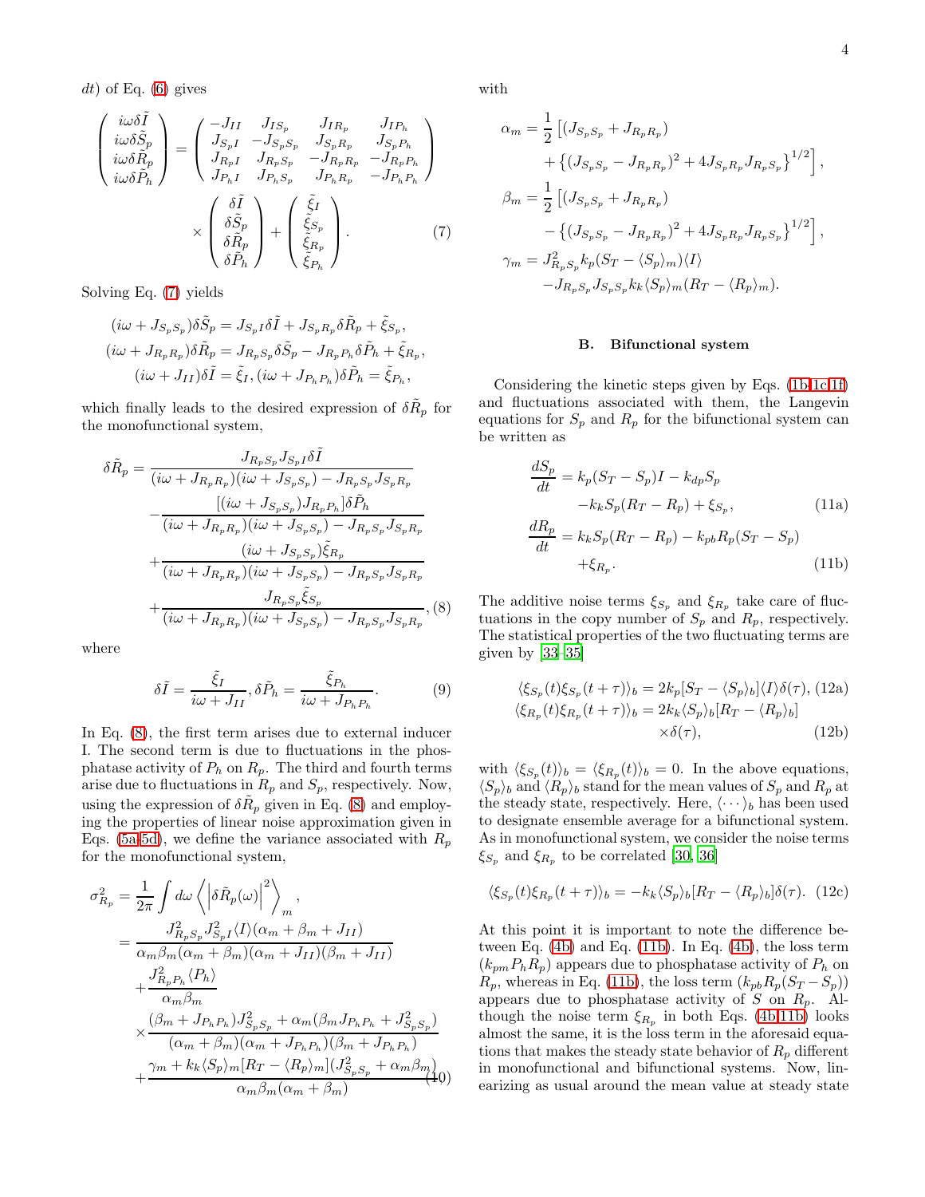$dt$) of Eq. (6) gives

$$
\begin{pmatrix} i\omega\delta\tilde{I} \\ i\omega\delta\tilde{S}_p \\ i\omega\delta\tilde{R}_p \\ i\omega\delta\tilde{P}_h \end{pmatrix} = \begin{pmatrix} -J_{II} & J_{IS_p} & J_{IR_p} & J_{IP_h} \\ J_{S_pI} & -J_{S_pS_p} & J_{S_pR_p} & J_{S_pP_h} \\ J_{R_pI} & J_{R_pS_p} & -J_{R_pR_p} & -J_{R_pP_h} \\ J_{P_hI} & J_{P_hS_p} & J_{P_hR_p} & -J_{P_hP_h} \end{pmatrix} \times \begin{pmatrix} \delta\tilde{I} \\ \delta\tilde{S}_p \\ \delta\tilde{R}_p \\ \delta\tilde{P}_h \end{pmatrix} + \begin{pmatrix} \tilde{\xi}_I \\ \tilde{\xi}_{S_p} \\ \tilde{\xi}_{R_p} \\ \tilde{\xi}_{P_h} \end{pmatrix}. \tag{7}
$$

Solving Eq. (7) yields

$$
(i\omega + J_{S_pS_p})\delta\tilde{S}_p = J_{S_pI}\delta\tilde{I} + J_{S_pR_p}\delta\tilde{R}_p + \tilde{\xi}_{S_p},
$$
$$
(i\omega + J_{R_pR_p})\delta\tilde{R}_p = J_{R_pS_p}\delta\tilde{S}_p - J_{R_pP_h}\delta\tilde{P}_h + \tilde{\xi}_{R_p},
$$
$$
(i\omega + J_{II})\delta\tilde{I} = \tilde{\xi}_I, (i\omega + J_{P_hP_h})\delta\tilde{P}_h = \tilde{\xi}_{P_h},
$$

which finally leads to the desired expression of $\delta\tilde{R}_p$ for the monofunctional system,

$$
\begin{aligned}
\delta\tilde{R}_p = & \frac{J_{R_pS_p}J_{S_pI}\delta\tilde{I}}{(i\omega + J_{R_pR_p})(i\omega + J_{S_pS_p}) - J_{R_pS_p}J_{S_pR_p}} \\
& - \frac{[(i\omega + J_{S_pS_p})J_{R_pP_h}]\delta\tilde{P}_h}{(i\omega + J_{R_pR_p})(i\omega + J_{S_pS_p}) - J_{R_pS_p}J_{S_pR_p}} \\
& + \frac{(i\omega + J_{S_pS_p})\tilde{\xi}_{R_p}}{(i\omega + J_{R_pR_p})(i\omega + J_{S_pS_p}) - J_{R_pS_p}J_{S_pR_p}} \\
& + \frac{J_{R_pS_p}\tilde{\xi}_{S_p}}{(i\omega + J_{R_pR_p})(i\omega + J_{S_pS_p}) - J_{R_pS_p}J_{S_pR_p}},
\end{aligned} \tag{8}
$$

where

$$
\delta\tilde{I} = \frac{\tilde{\xi}_I}{i\omega + J_{II}}, \delta\tilde{P}_h = \frac{\tilde{\xi}_{P_h}}{i\omega + J_{P_hP_h}}. \tag{9}
$$

In Eq. (8), the first term arises due to external inducer I. The second term is due to fluctuations in the phosphatase activity of $P_h$ on $R_p$. The third and fourth terms arise due to fluctuations in $R_p$ and $S_p$, respectively. Now, using the expression of $\delta\tilde{R}_p$ given in Eq. (8) and employing the properties of linear noise approximation given in Eqs. (5a-5d), we define the variance associated with $R_p$ for the monofunctional system,

$$
\begin{aligned}
\sigma^2_{R_p} = & \frac{1}{2\pi}\int d\omega \left\langle \left|\delta\tilde{R}_p(\omega)\right|^2 \right\rangle_m, \\
= & \frac{J^2_{R_pS_p}J^2_{S_pI}\langle I\rangle(\alpha_m + \beta_m + J_{II})}{\alpha_m\beta_m(\alpha_m + \beta_m)(\alpha_m + J_{II})(\beta_m + J_{II})} \\
& + \frac{J^2_{R_pP_h}\langle P_h\rangle}{\alpha_m\beta_m} \\
& \times \frac{(\beta_m + J_{P_hP_h})J^2_{S_pS_p} + \alpha_m(\beta_m J_{P_hP_h} + J^2_{S_pS_p})}{(\alpha_m + \beta_m)(\alpha_m + J_{P_hP_h})(\beta_m + J_{P_hP_h})} \\
& + \frac{\gamma_m + k_k\langle S_p\rangle_m[R_T - \langle R_p\rangle_m](J^2_{S_pS_p} + \alpha_m\beta_m)}{\alpha_m\beta_m(\alpha_m + \beta_m)}
\end{aligned} \tag{10}
$$

with

$$
\begin{aligned}
\alpha_m = & \frac{1}{2}\left[(J_{S_pS_p} + J_{R_pR_p}) \right. \\
& \left. + \left\{(J_{S_pS_p} - J_{R_pR_p})^2 + 4J_{S_pR_p}J_{R_pS_p}\right\}^{1/2}\right], \\
\beta_m = & \frac{1}{2}\left[(J_{S_pS_p} + J_{R_pR_p}) \right. \\
& \left. - \left\{(J_{S_pS_p} - J_{R_pR_p})^2 + 4J_{S_pR_p}J_{R_pS_p}\right\}^{1/2}\right], \\
\gamma_m = & J^2_{R_pS_p}k_p(S_T - \langle S_p\rangle_m)\langle I\rangle \\
& - J_{R_pS_p}J_{S_pS_p}k_k\langle S_p\rangle_m(R_T - \langle R_p\rangle_m).
\end{aligned}
$$

### B. Bifunctional system

Considering the kinetic steps given by Eqs. (1b,1c,1f) and fluctuations associated with them, the Langevin equations for $S_p$ and $R_p$ for the bifunctional system can be written as

$$
\begin{aligned}
\frac{dS_p}{dt} = & k_p(S_T - S_p)I - k_{dp}S_p \\
& - k_kS_p(R_T - R_p) + \xi_{S_p},
\end{aligned} \tag{11a}
$$

$$
\begin{aligned}
\frac{dR_p}{dt} = & k_kS_p(R_T - R_p) - k_{pb}R_p(S_T - S_p) \\
& + \xi_{R_p}.
\end{aligned} \tag{11b}
$$

The additive noise terms $\xi_{S_p}$ and $\xi_{R_p}$ take care of fluctuations in the copy number of $S_p$ and $R_p$, respectively. The statistical properties of the two fluctuating terms are given by [33–35]

$$
\langle\xi_{S_p}(t)\xi_{S_p}(t+\tau)\rangle_b = 2k_p[S_T - \langle S_p\rangle_b]\langle I\rangle\delta(\tau), \tag{12a}
$$

$$
\begin{aligned}
\langle\xi_{R_p}(t)\xi_{R_p}(t+\tau)\rangle_b = & 2k_k\langle S_p\rangle_b[R_T - \langle R_p\rangle_b] \\
& \times\delta(\tau),
\end{aligned} \tag{12b}
$$

with $\langle\xi_{S_p}(t)\rangle_b = \langle\xi_{R_p}(t)\rangle_b = 0$. In the above equations, $\langle S_p\rangle_b$ and $\langle R_p\rangle_b$ stand for the mean values of $S_p$ and $R_p$ at the steady state, respectively. Here, $\langle\cdots\rangle_b$ has been used to designate ensemble average for a bifunctional system. As in monofunctional system, we consider the noise terms $\xi_{S_p}$ and $\xi_{R_p}$ to be correlated [30, 36]

$$
\langle\xi_{S_p}(t)\xi_{R_p}(t+\tau)\rangle_b = -k_k\langle S_p\rangle_b[R_T - \langle R_p\rangle_b]\delta(\tau). \tag{12c}
$$

At this point it is important to note the difference between Eq. (4b) and Eq. (11b). In Eq. (4b), the loss term ($k_{pm}P_hR_p$) appears due to phosphatase activity of $P_h$ on $R_p$, whereas in Eq. (11b), the loss term ($k_{pb}R_p(S_T - S_p)$) appears due to phosphatase activity of $S$ on $R_p$. Although the noise term $\xi_{R_p}$ in both Eqs. (4b,11b) looks almost the same, it is the loss term in the aforesaid equations that makes the steady state behavior of $R_p$ different in monofunctional and bifunctional systems. Now, linearizing as usual around the mean value at steady state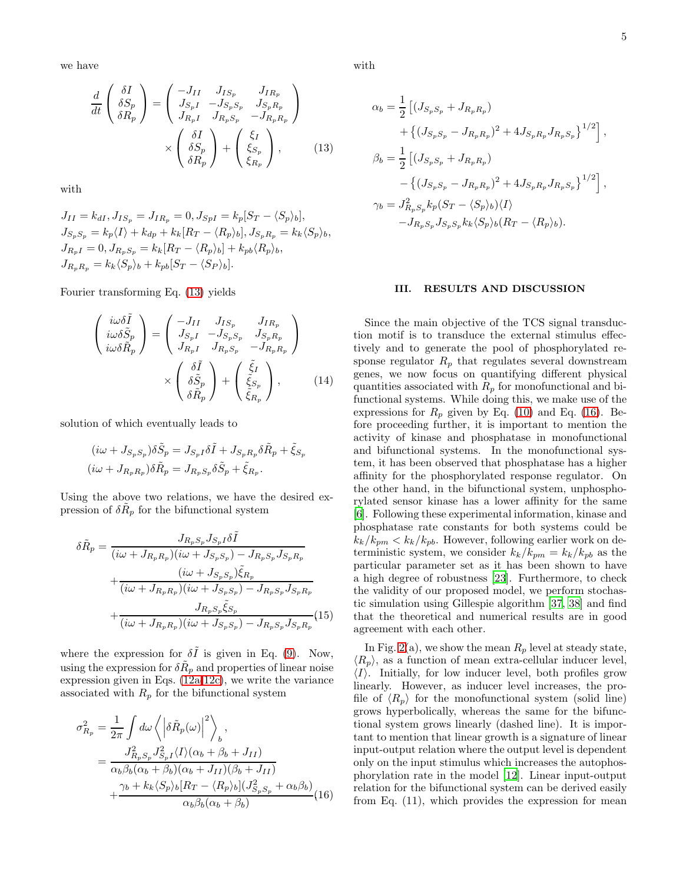we have

$$
\frac{d}{dt}\begin{pmatrix}\delta I\\ \delta S_p\\ \delta R_p\end{pmatrix} = \begin{pmatrix} -J_{II} & J_{IS_p} & J_{IR_p}\\ J_{S_pI} & -J_{S_pS_p} & J_{S_pR_p}\\ J_{R_pI} & J_{R_pS_p} & -J_{R_pR_p}\end{pmatrix} \times \begin{pmatrix}\delta I\\ \delta S_p\\ \delta R_p\end{pmatrix} + \begin{pmatrix}\xi_I\\ \xi_{S_p}\\ \xi_{R_p}\end{pmatrix}, \tag{13}
$$

with

$J_{II} = k_{dI}, J_{IS_p} = J_{IR_p} = 0, J_{SpI} = k_p[S_T - \langle S_p\rangle_b],$
$J_{S_pS_p} = k_p\langle I\rangle + k_{dp} + k_k[R_T - \langle R_p\rangle_b], J_{S_pR_p} = k_k\langle S_p\rangle_b,$
$J_{R_pI} = 0, J_{R_pS_p} = k_k[R_T - \langle R_p\rangle_b] + k_{pb}\langle R_p\rangle_b,$
$J_{R_pR_p} = k_k\langle S_p\rangle_b + k_{pb}[S_T - \langle S_P\rangle_b].$

Fourier transforming Eq. (13) yields

$$
\begin{pmatrix} i\omega\delta\tilde{I}\\ i\omega\delta\tilde{S}_p\\ i\omega\delta\tilde{R}_p\end{pmatrix} = \begin{pmatrix} -J_{II} & J_{IS_p} & J_{IR_p}\\ J_{S_pI} & -J_{S_pS_p} & J_{S_pR_p}\\ J_{R_pI} & J_{R_pS_p} & -J_{R_pR_p}\end{pmatrix} \times \begin{pmatrix}\delta\tilde{I}\\ \delta\tilde{S}_p\\ \delta\tilde{R}_p\end{pmatrix} + \begin{pmatrix}\tilde{\xi}_I\\ \tilde{\xi}_{S_p}\\ \tilde{\xi}_{R_p}\end{pmatrix}, \tag{14}
$$

solution of which eventually leads to

$$
(i\omega + J_{S_pS_p})\delta\tilde{S}_p = J_{S_pI}\delta\tilde{I} + J_{S_pR_p}\delta\tilde{R}_p + \tilde{\xi}_{S_p}
$$
$$
(i\omega + J_{R_pR_p})\delta\tilde{R}_p = J_{R_pS_p}\delta\tilde{S}_p + \tilde{\xi}_{R_p}.
$$

Using the above two relations, we have the desired expression of $\delta\tilde{R}_p$ for the bifunctional system

$$
\begin{aligned}
\delta\tilde{R}_p &= \frac{J_{R_pS_p}J_{S_pI}\delta\tilde{I}}{(i\omega + J_{R_pR_p})(i\omega + J_{S_pS_p}) - J_{R_pS_p}J_{S_pR_p}}\\
&+ \frac{(i\omega + J_{S_pS_p})\tilde{\xi}_{R_p}}{(i\omega + J_{R_pR_p})(i\omega + J_{S_pS_p}) - J_{R_pS_p}J_{S_pR_p}}\\
&+ \frac{J_{R_pS_p}\tilde{\xi}_{S_p}}{(i\omega + J_{R_pR_p})(i\omega + J_{S_pS_p}) - J_{R_pS_p}J_{S_pR_p}}
\end{aligned}\tag{15}
$$

where the expression for $\delta\tilde{I}$ is given in Eq. (9). Now, using the expression for $\delta\tilde{R}_p$ and properties of linear noise expression given in Eqs. (12a-12c), we write the variance associated with $R_p$ for the bifunctional system

$$
\begin{aligned}
\sigma^2_{R_p} &= \frac{1}{2\pi}\int d\omega \left\langle \left|\delta\tilde{R}_p(\omega)\right|^2\right\rangle_b,\\
&= \frac{J^2_{R_pS_p}J^2_{S_pI}\langle I\rangle(\alpha_b+\beta_b+J_{II})}{\alpha_b\beta_b(\alpha_b+\beta_b)(\alpha_b+J_{II})(\beta_b+J_{II})}\\
&+ \frac{\gamma_b + k_k\langle S_p\rangle_b[R_T - \langle R_p\rangle_b](J^2_{S_pS_p}+\alpha_b\beta_b)}{\alpha_b\beta_b(\alpha_b+\beta_b)}
\end{aligned}\tag{16}
$$

with

$$
\begin{aligned}
\alpha_b &= \frac{1}{2}\left[(J_{S_pS_p} + J_{R_pR_p}) + \left\{(J_{S_pS_p} - J_{R_pR_p})^2 + 4J_{S_pR_p}J_{R_pS_p}\right\}^{1/2}\right],\\
\beta_b &= \frac{1}{2}\left[(J_{S_pS_p} + J_{R_pR_p}) - \left\{(J_{S_pS_p} - J_{R_pR_p})^2 + 4J_{S_pR_p}J_{R_pS_p}\right\}^{1/2}\right],\\
\gamma_b &= J^2_{R_pS_p}k_p(S_T - \langle S_p\rangle_b)\langle I\rangle\\
&\quad - J_{R_pS_p}J_{S_pS_p}k_k\langle S_p\rangle_b(R_T - \langle R_p\rangle_b).
\end{aligned}
$$

## III. RESULTS AND DISCUSSION

Since the main objective of the TCS signal transduction motif is to transduce the external stimulus effectively and to generate the pool of phosphorylated response regulator $R_p$ that regulates several downstream genes, we now focus on quantifying different physical quantities associated with $R_p$ for monofunctional and bifunctional systems. While doing this, we make use of the expressions for $R_p$ given by Eq. (10) and Eq. (16). Before proceeding further, it is important to mention the activity of kinase and phosphatase in monofunctional and bifunctional systems. In the monofunctional system, it has been observed that phosphatase has a higher affinity for the phosphorylated response regulator. On the other hand, in the bifunctional system, unphosphorylated sensor kinase has a lower affinity for the same [6]. Following these experimental information, kinase and phosphatase rate constants for both systems could be $k_k/k_{pm} < k_k/k_{pb}$. However, following earlier work on deterministic system, we consider $k_k/k_{pm} = k_k/k_{pb}$ as the particular parameter set as it has been shown to have a high degree of robustness [23]. Furthermore, to check the validity of our proposed model, we perform stochastic simulation using Gillespie algorithm [37, 38] and find that the theoretical and numerical results are in good agreement with each other.

In Fig. 2(a), we show the mean $R_p$ level at steady state, $\langle R_p\rangle$, as a function of mean extra-cellular inducer level, $\langle I\rangle$. Initially, for low inducer level, both profiles grow linearly. However, as inducer level increases, the profile of $\langle R_p\rangle$ for the monofunctional system (solid line) grows hyperbolically, whereas the same for the bifunctional system grows linearly (dashed line). It is important to mention that linear growth is a signature of linear input-output relation where the output level is dependent only on the input stimulus which increases the autophosphorylation rate in the model [12]. Linear input-output relation for the bifunctional system can be derived easily from Eq. (11), which provides the expression for mean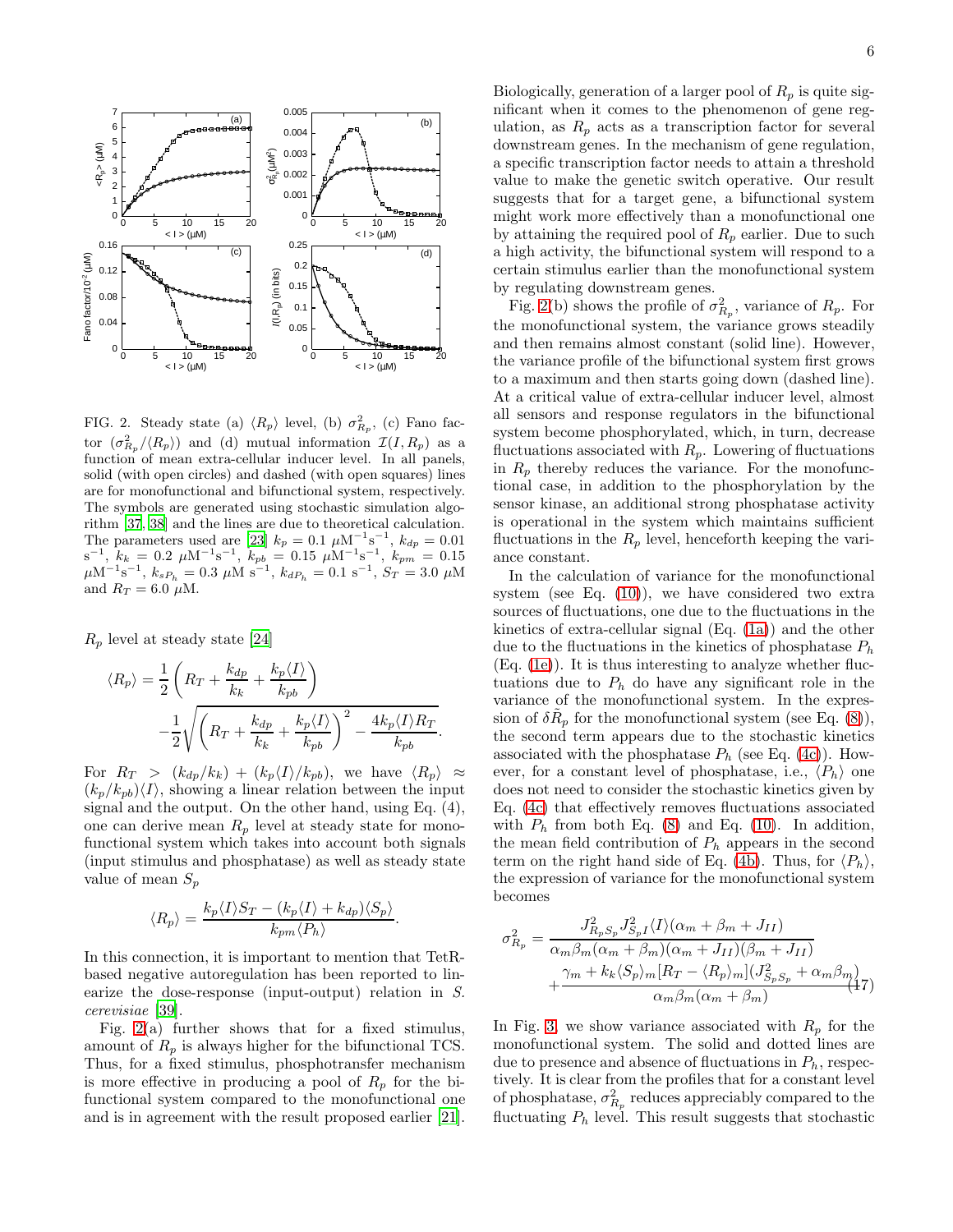FIG. 2. Steady state (a) $\langle R_p \rangle$ level, (b) $\sigma^2_{R_p}$, (c) Fano factor ($\sigma^2_{R_p}/\langle R_p \rangle$) and (d) mutual information $\mathcal{I}(I, R_p)$ as a function of mean extra-cellular inducer level. In all panels, solid (with open circles) and dashed (with open squares) lines are for monofunctional and bifunctional system, respectively. The symbols are generated using stochastic simulation algorithm [37, 38] and the lines are due to theoretical calculation. The parameters used are [23] $k_p = 0.1$ $\mu$M$^{-1}$s$^{-1}$, $k_{dp} = 0.01$ s$^{-1}$, $k_k = 0.2$ $\mu$M$^{-1}$s$^{-1}$, $k_{pb} = 0.15$ $\mu$M$^{-1}$s$^{-1}$, $k_{pm} = 0.15$ $\mu$M$^{-1}$s$^{-1}$, $k_{sP_h} = 0.3$ $\mu$M s$^{-1}$, $k_{dP_h} = 0.1$ s$^{-1}$, $S_T = 3.0$ $\mu$M and $R_T = 6.0$ $\mu$M.

$R_p$ level at steady state [24]

$$
\langle R_p \rangle = \frac{1}{2}\left( R_T + \frac{k_{dp}}{k_k} + \frac{k_p \langle I \rangle}{k_{pb}} \right) - \frac{1}{2}\sqrt{\left( R_T + \frac{k_{dp}}{k_k} + \frac{k_p \langle I \rangle}{k_{pb}} \right)^2 - \frac{4 k_p \langle I \rangle R_T}{k_{pb}}}.
$$

For $R_T > (k_{dp}/k_k) + (k_p \langle I \rangle / k_{pb})$, we have $\langle R_p \rangle \approx (k_p/k_{pb})\langle I \rangle$, showing a linear relation between the input signal and the output. On the other hand, using Eq. (4), one can derive mean $R_p$ level at steady state for monofunctional system which takes into account both signals (input stimulus and phosphatase) as well as steady state value of mean $S_p$

$$
\langle R_p \rangle = \frac{k_p \langle I \rangle S_T - (k_p \langle I \rangle + k_{dp}) \langle S_p \rangle}{k_{pm} \langle P_h \rangle}.
$$

In this connection, it is important to mention that TetR-based negative autoregulation has been reported to linearize the dose-response (input-output) relation in *S. cerevisiae* [39].

Fig. 2(a) further shows that for a fixed stimulus, amount of $R_p$ is always higher for the bifunctional TCS. Thus, for a fixed stimulus, phosphotransfer mechanism is more effective in producing a pool of $R_p$ for the bifunctional system compared to the monofunctional one and is in agreement with the result proposed earlier [21]. Biologically, generation of a larger pool of $R_p$ is quite significant when it comes to the phenomenon of gene regulation, as $R_p$ acts as a transcription factor for several downstream genes. In the mechanism of gene regulation, a specific transcription factor needs to attain a threshold value to make the genetic switch operative. Our result suggests that for a target gene, a bifunctional system might work more effectively than a monofunctional one by attaining the required pool of $R_p$ earlier. Due to such a high activity, the bifunctional system will respond to a certain stimulus earlier than the monofunctional system by regulating downstream genes.

Fig. 2(b) shows the profile of $\sigma^2_{R_p}$, variance of $R_p$. For the monofunctional system, the variance grows steadily and then remains almost constant (solid line). However, the variance profile of the bifunctional system first grows to a maximum and then starts going down (dashed line). At a critical value of extra-cellular inducer level, almost all sensors and response regulators in the bifunctional system become phosphorylated, which, in turn, decrease fluctuations associated with $R_p$. Lowering of fluctuations in $R_p$ thereby reduces the variance. For the monofunctional case, in addition to the phosphorylation by the sensor kinase, an additional strong phosphatase activity is operational in the system which maintains sufficient fluctuations in the $R_p$ level, henceforth keeping the variance constant.

In the calculation of variance for the monofunctional system (see Eq. (10)), we have considered two extra sources of fluctuations, one due to the fluctuations in the kinetics of extra-cellular signal (Eq. (1a)) and the other due to the fluctuations in the kinetics of phosphatase $P_h$ (Eq. (1e)). It is thus interesting to analyze whether fluctuations due to $P_h$ do have any significant role in the variance of the monofunctional system. In the expression of $\delta \tilde{R}_p$ for the monofunctional system (see Eq. (8)), the second term appears due to the stochastic kinetics associated with the phosphatase $P_h$ (see Eq. (4c)). However, for a constant level of phosphatase, i.e., $\langle P_h \rangle$ one does not need to consider the stochastic kinetics given by Eq. (4c) that effectively removes fluctuations associated with $P_h$ from both Eq. (8) and Eq. (10). In addition, the mean field contribution of $P_h$ appears in the second term on the right hand side of Eq. (4b). Thus, for $\langle P_h \rangle$, the expression of variance for the monofunctional system becomes

$$
\sigma^2_{R_p} = \frac{J^2_{R_p S_p} J^2_{S_p I} \langle I \rangle (\alpha_m + \beta_m + J_{II})}{\alpha_m \beta_m (\alpha_m + \beta_m)(\alpha_m + J_{II})(\beta_m + J_{II})} + \frac{\gamma_m + k_k \langle S_p \rangle_m [R_T - \langle R_p \rangle_m](J^2_{S_p S_p} + \alpha_m \beta_m)}{\alpha_m \beta_m (\alpha_m + \beta_m)} \quad (17)
$$

In Fig. 3, we show variance associated with $R_p$ for the monofunctional system. The solid and dotted lines are due to presence and absence of fluctuations in $P_h$, respectively. It is clear from the profiles that for a constant level of phosphatase, $\sigma^2_{R_p}$ reduces appreciably compared to the fluctuating $P_h$ level. This result suggests that stochastic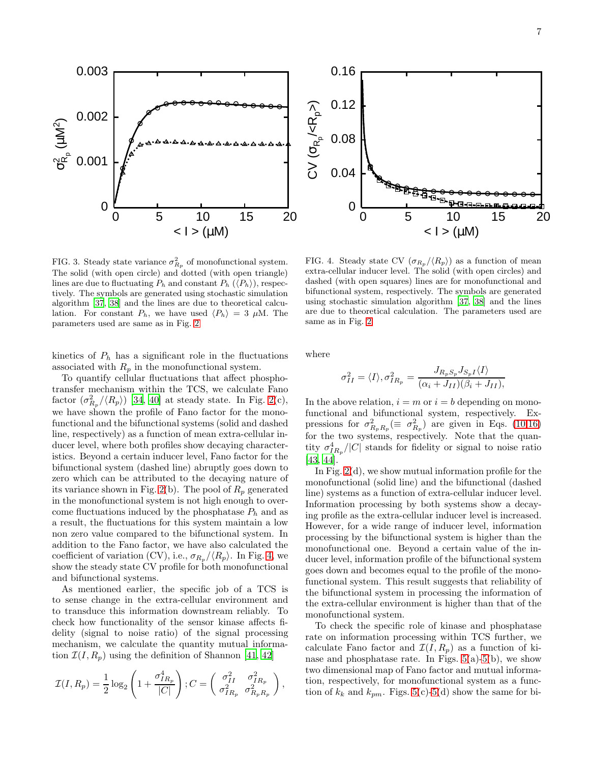FIG. 3. Steady state variance $\sigma^2_{R_p}$ of monofunctional system. The solid (with open circle) and dotted (with open triangle) lines are due to fluctuating $P_h$ and constant $P_h$ ($\langle P_h \rangle$), respectively. The symbols are generated using stochastic simulation algorithm [37, 38] and the lines are due to theoretical calculation. For constant $P_h$, we have used $\langle P_h \rangle = 3$ $\mu$M. The parameters used are same as in Fig. 2

FIG. 4. Steady state CV ($\sigma_{R_p}/\langle R_p \rangle$) as a function of mean extra-cellular inducer level. The solid (with open circles) and dashed (with open squares) lines are for monofunctional and bifunctional system, respectively. The symbols are generated using stochastic simulation algorithm [37, 38] and the lines are due to theoretical calculation. The parameters used are same as in Fig. 2

kinetics of $P_h$ has a significant role in the fluctuations associated with $R_p$ in the monofunctional system.

To quantify cellular fluctuations that affect phosphotransfer mechanism within the TCS, we calculate Fano factor ($\sigma^2_{R_p}/\langle R_p \rangle$) [34, 40] at steady state. In Fig. 2(c), we have shown the profile of Fano factor for the monofunctional and the bifunctional systems (solid and dashed line, respectively) as a function of mean extra-cellular inducer level, where both profiles show decaying characteristics. Beyond a certain inducer level, Fano factor for the bifunctional system (dashed line) abruptly goes down to zero which can be attributed to the decaying nature of its variance shown in Fig. 2(b). The pool of $R_p$ generated in the monofunctional system is not high enough to overcome fluctuations induced by the phosphatase $P_h$ and as a result, the fluctuations for this system maintain a low non zero value compared to the bifunctional system. In addition to the Fano factor, we have also calculated the coefficient of variation (CV), i.e., $\sigma_{R_p}/\langle R_p \rangle$. In Fig. 4, we show the steady state CV profile for both monofunctional and bifunctional systems.

As mentioned earlier, the specific job of a TCS is to sense change in the extra-cellular environment and to transduce this information downstream reliably. To check how functionality of the sensor kinase affects fidelity (signal to noise ratio) of the signal processing mechanism, we calculate the quantity mutual information $\mathcal{I}(I, R_p)$ using the definition of Shannon [41, 42]

$$\mathcal{I}(I, R_p) = \frac{1}{2} \log_2 \left( 1 + \frac{\sigma^4_{IR_p}}{|C|} \right); C = \begin{pmatrix} \sigma^2_{II} & \sigma^2_{IR_p} \\ \sigma^2_{IR_p} & \sigma^2_{R_p R_p} \end{pmatrix},$$

where

$$\sigma^2_{II} = \langle I \rangle, \sigma^2_{IR_p} = \frac{J_{R_p S_p} J_{S_p I} \langle I \rangle}{(\alpha_i + J_{II})(\beta_i + J_{II})},$$

In the above relation, $i = m$ or $i = b$ depending on monofunctional and bifunctional system, respectively. Expressions for $\sigma^2_{R_p R_p} (\equiv \sigma^2_{R_p})$ are given in Eqs. (10,16) for the two systems, respectively. Note that the quantity $\sigma^4_{IR_p}/|C|$ stands for fidelity or signal to noise ratio [43, 44].

In Fig. 2(d), we show mutual information profile for the monofunctional (solid line) and the bifunctional (dashed line) systems as a function of extra-cellular inducer level. Information processing by both systems show a decaying profile as the extra-cellular inducer level is increased. However, for a wide range of inducer level, information processing by the bifunctional system is higher than the monofunctional one. Beyond a certain value of the inducer level, information profile of the bifunctional system goes down and becomes equal to the profile of the monofunctional system. This result suggests that reliability of the bifunctional system in processing the information of the extra-cellular environment is higher than that of the monofunctional system.

To check the specific role of kinase and phosphatase rate on information processing within TCS further, we calculate Fano factor and $\mathcal{I}(I, R_p)$ as a function of kinase and phosphatase rate. In Figs. 5(a)-5(b), we show two dimensional map of Fano factor and mutual information, respectively, for monofunctional system as a function of $k_k$ and $k_{pm}$. Figs. 5(c)-5(d) show the same for bi-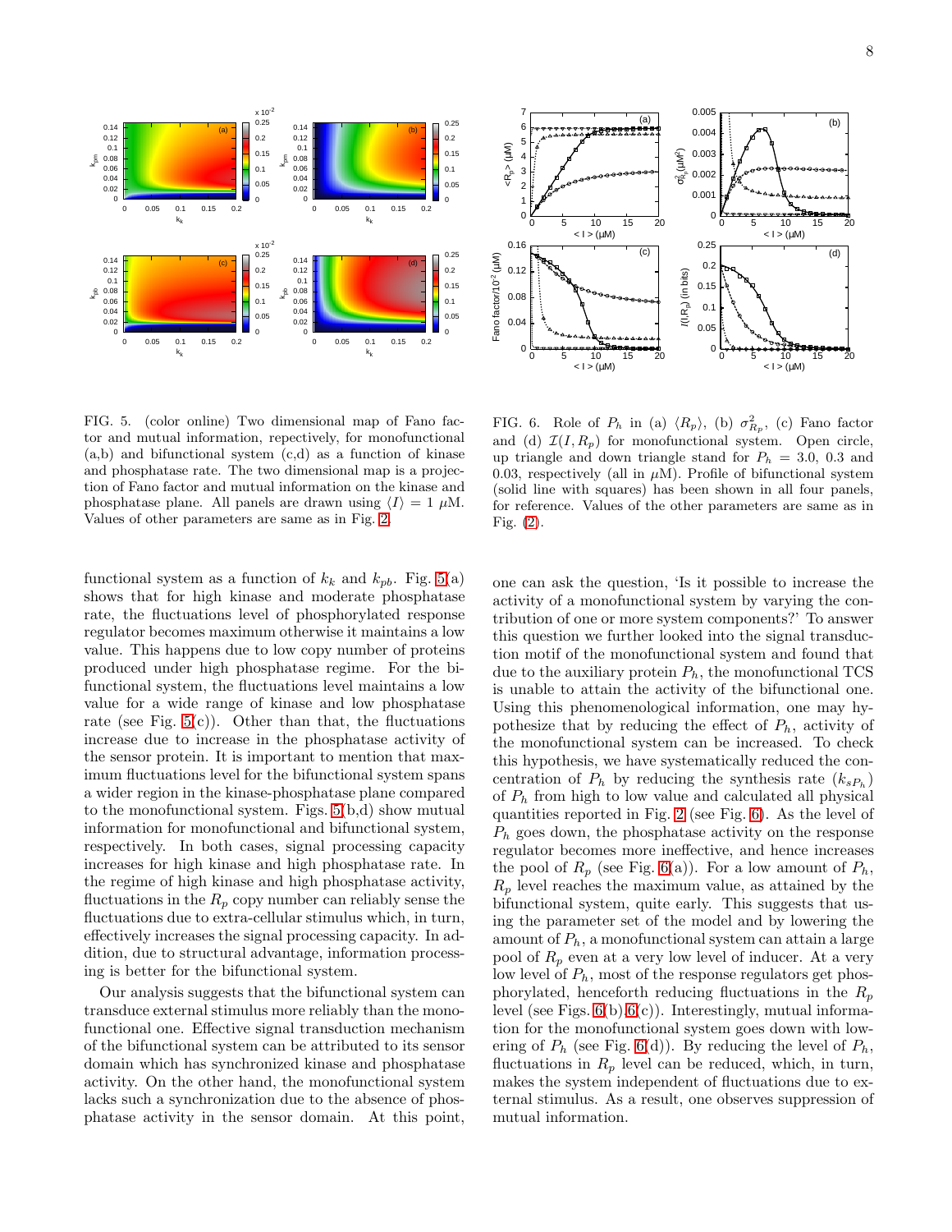FIG. 5. (color online) Two dimensional map of Fano factor and mutual information, repectively, for monofunctional (a,b) and bifunctional system (c,d) as a function of kinase and phosphatase rate. The two dimensional map is a projection of Fano factor and mutual information on the kinase and phosphatase plane. All panels are drawn using $\langle I \rangle = 1$ μM. Values of other parameters are same as in Fig. 2.

FIG. 6. Role of $P_h$ in (a) $\langle R_p \rangle$, (b) $\sigma^2_{R_p}$, (c) Fano factor and (d) $\mathcal{I}(I, R_p)$ for monofunctional system. Open circle, up triangle and down triangle stand for $P_h$ = 3.0, 0.3 and 0.03, respectively (all in μM). Profile of bifunctional system (solid line with squares) has been shown in all four panels, for reference. Values of the other parameters are same as in Fig. (2).

functional system as a function of $k_k$ and $k_{pb}$. Fig. 5(a) shows that for high kinase and moderate phosphatase rate, the fluctuations level of phosphorylated response regulator becomes maximum otherwise it maintains a low value. This happens due to low copy number of proteins produced under high phosphatase regime. For the bifunctional system, the fluctuations level maintains a low value for a wide range of kinase and low phosphatase rate (see Fig. 5(c)). Other than that, the fluctuations increase due to increase in the phosphatase activity of the sensor protein. It is important to mention that maximum fluctuations level for the bifunctional system spans a wider region in the kinase-phosphatase plane compared to the monofunctional system. Figs. 5(b,d) show mutual information for monofunctional and bifunctional system, respectively. In both cases, signal processing capacity increases for high kinase and high phosphatase rate. In the regime of high kinase and high phosphatase activity, fluctuations in the $R_p$ copy number can reliably sense the fluctuations due to extra-cellular stimulus which, in turn, effectively increases the signal processing capacity. In addition, due to structural advantage, information processing is better for the bifunctional system.

Our analysis suggests that the bifunctional system can transduce external stimulus more reliably than the monofunctional one. Effective signal transduction mechanism of the bifunctional system can be attributed to its sensor domain which has synchronized kinase and phosphatase activity. On the other hand, the monofunctional system lacks such a synchronization due to the absence of phosphatase activity in the sensor domain. At this point, one can ask the question, 'Is it possible to increase the activity of a monofunctional system by varying the contribution of one or more system components?' To answer this question we further looked into the signal transduction motif of the monofunctional system and found that due to the auxiliary protein $P_h$, the monofunctional TCS is unable to attain the activity of the bifunctional one. Using this phenomenological information, one may hypothesize that by reducing the effect of $P_h$, activity of the monofunctional system can be increased. To check this hypothesis, we have systematically reduced the concentration of $P_h$ by reducing the synthesis rate ($k_{sP_h}$) of $P_h$ from high to low value and calculated all physical quantities reported in Fig. 2 (see Fig. 6). As the level of $P_h$ goes down, the phosphatase activity on the response regulator becomes more ineffective, and hence increases the pool of $R_p$ (see Fig. 6(a)). For a low amount of $P_h$, $R_p$ level reaches the maximum value, as attained by the bifunctional system, quite early. This suggests that using the parameter set of the model and by lowering the amount of $P_h$, a monofunctional system can attain a large pool of $R_p$ even at a very low level of inducer. At a very low level of $P_h$, most of the response regulators get phosphorylated, henceforth reducing fluctuations in the $R_p$ level (see Figs. 6(b),6(c)). Interestingly, mutual information for the monofunctional system goes down with lowering of $P_h$ (see Fig. 6(d)). By reducing the level of $P_h$, fluctuations in $R_p$ level can be reduced, which, in turn, makes the system independent of fluctuations due to external stimulus. As a result, one observes suppression of mutual information.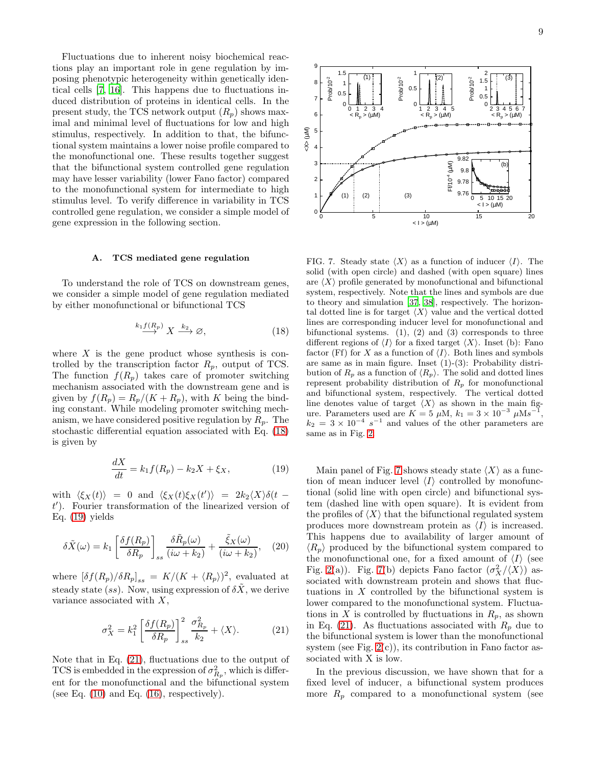Fluctuations due to inherent noisy biochemical reactions play an important role in gene regulation by imposing phenotypic heterogeneity within genetically identical cells [7, 16]. This happens due to fluctuations induced distribution of proteins in identical cells. In the present study, the TCS network output ($R_p$) shows maximal and minimal level of fluctuations for low and high stimulus, respectively. In addition to that, the bifunctional system maintains a lower noise profile compared to the monofunctional one. These results together suggest that the bifunctional system controlled gene regulation may have lesser variability (lower Fano factor) compared to the monofunctional system for intermediate to high stimulus level. To verify difference in variability in TCS controlled gene regulation, we consider a simple model of gene expression in the following section.

### A. TCS mediated gene regulation

To understand the role of TCS on downstream genes, we consider a simple model of gene regulation mediated by either monofunctional or bifunctional TCS

$$\xrightarrow{k_1 f(R_p)} X \xrightarrow{k_2} \varnothing, \tag{18}$$

where $X$ is the gene product whose synthesis is controlled by the transcription factor $R_p$, output of TCS. The function $f(R_p)$ takes care of promoter switching mechanism associated with the downstream gene and is given by $f(R_p) = R_p/(K + R_p)$, with $K$ being the binding constant. While modeling promoter switching mechanism, we have considered positive regulation by $R_p$. The stochastic differential equation associated with Eq. (18) is given by

$$\frac{dX}{dt} = k_1 f(R_p) - k_2 X + \xi_X, \tag{19}$$

with $\langle \xi_X(t) \rangle = 0$ and $\langle \xi_X(t)\xi_X(t') \rangle = 2k_2 \langle X \rangle \delta(t - t')$. Fourier transformation of the linearized version of Eq. (19) yields

$$\delta\tilde{X}(\omega) = k_1 \left[\frac{\delta f(R_p)}{\delta R_p}\right]_{ss} \frac{\delta\tilde{R}_p(\omega)}{(i\omega + k_2)} + \frac{\tilde{\xi}_X(\omega)}{(i\omega + k_2)}, \tag{20}$$

where $[\delta f(R_p)/\delta R_p]_{ss} = K/(K + \langle R_p \rangle)^2$, evaluated at steady state ($ss$). Now, using expression of $\delta\tilde{X}$, we derive variance associated with $X$,

$$\sigma_X^2 = k_1^2 \left[\frac{\delta f(R_p)}{\delta R_p}\right]_{ss}^2 \frac{\sigma_{R_p}^2}{k_2} + \langle X \rangle. \tag{21}$$

Note that in Eq. (21), fluctuations due to the output of TCS is embedded in the expression of $\sigma_{R_p}^2$, which is different for the monofunctional and the bifunctional system (see Eq. (10) and Eq. (16), respectively).

FIG. 7. Steady state $\langle X \rangle$ as a function of inducer $\langle I \rangle$. The solid (with open circle) and dashed (with open square) lines are $\langle X \rangle$ profile generated by monofunctional and bifunctional system, respectively. Note that the lines and symbols are due to theory and simulation [37, 38], respectively. The horizontal dotted line is for target $\langle X \rangle$ value and the vertical dotted lines are corresponding inducer level for monofunctional and bifunctional systems. (1), (2) and (3) corresponds to three different regions of $\langle I \rangle$ for a fixed target $\langle X \rangle$. Inset (b): Fano factor (Ff) for $X$ as a function of $\langle I \rangle$. Both lines and symbols are same as in main figure. Inset (1)-(3): Probability distribution of $R_p$ as a function of $\langle R_p \rangle$. The solid and dotted lines represent probability distribution of $R_p$ for monofunctional and bifunctional system, respectively. The vertical dotted line denotes value of target $\langle X \rangle$ as shown in the main figure. Parameters used are $K = 5$ $\mu$M, $k_1 = 3 \times 10^{-3}$ $\mu$Ms$^{-1}$, $k_2 = 3 \times 10^{-4}$ $s^{-1}$ and values of the other parameters are same as in Fig. 2.

Main panel of Fig. 7 shows steady state $\langle X \rangle$ as a function of mean inducer level $\langle I \rangle$ controlled by monofunctional (solid line with open circle) and bifunctional system (dashed line with open square). It is evident from the profiles of $\langle X \rangle$ that the bifunctional regulated system produces more downstream protein as $\langle I \rangle$ is increased. This happens due to availability of larger amount of $\langle R_p \rangle$ produced by the bifunctional system compared to the monofunctional one, for a fixed amount of $\langle I \rangle$ (see Fig. 2(a)). Fig. 7(b) depicts Fano factor ($\sigma_X^2/\langle X \rangle$) associated with downstream protein and shows that fluctuations in $X$ controlled by the bifunctional system is lower compared to the monofunctional system. Fluctuations in $X$ is controlled by fluctuations in $R_p$, as shown in Eq. (21). As fluctuations associated with $R_p$ due to the bifunctional system is lower than the monofunctional system (see Fig. 2(c)), its contribution in Fano factor associated with X is low.

In the previous discussion, we have shown that for a fixed level of inducer, a bifunctional system produces more $R_p$ compared to a monofunctional system (see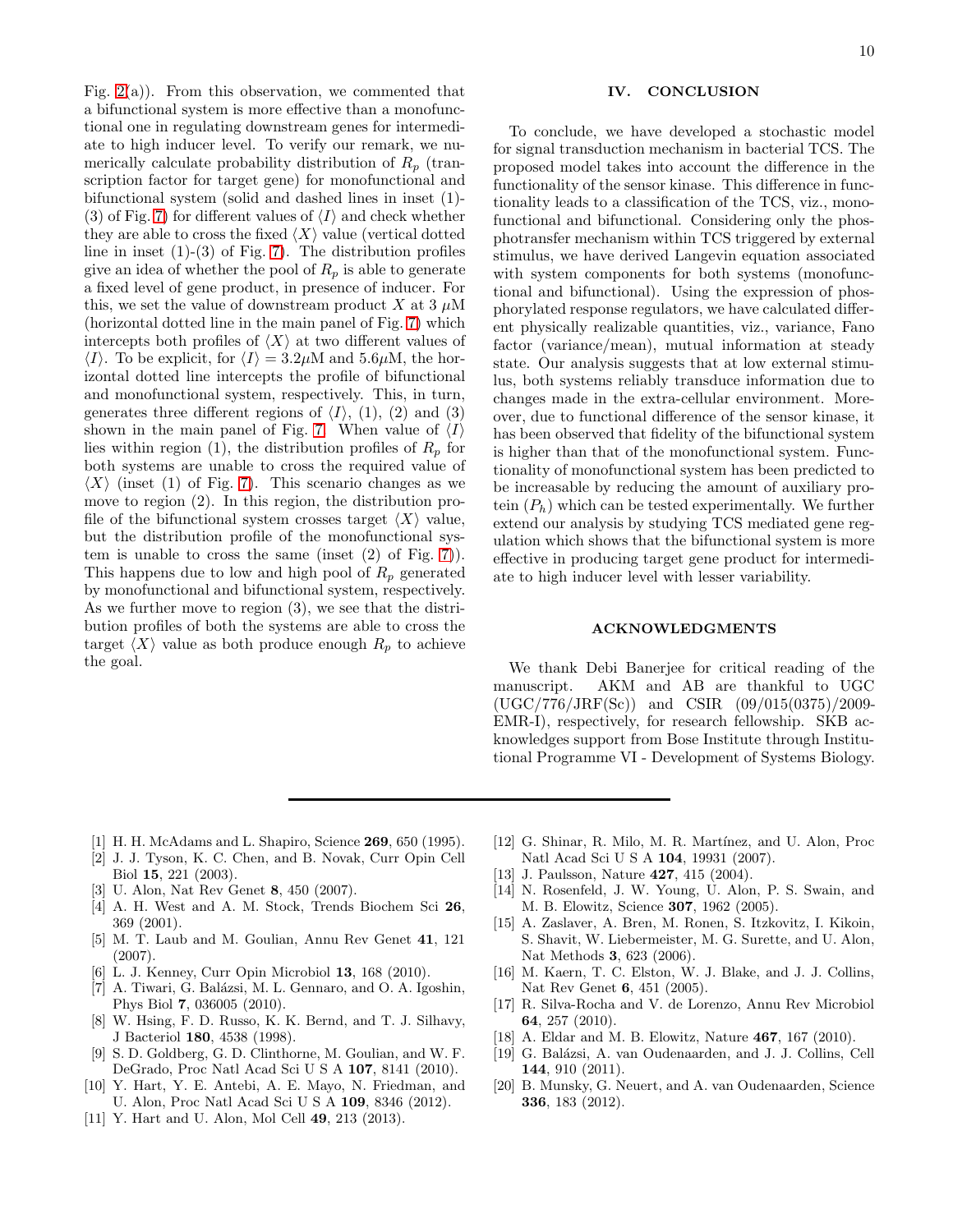Fig. 2(a)). From this observation, we commented that a bifunctional system is more effective than a monofunctional one in regulating downstream genes for intermediate to high inducer level. To verify our remark, we numerically calculate probability distribution of $R_p$ (transcription factor for target gene) for monofunctional and bifunctional system (solid and dashed lines in inset (1)-(3) of Fig. 7) for different values of $\langle I \rangle$ and check whether they are able to cross the fixed $\langle X \rangle$ value (vertical dotted line in inset (1)-(3) of Fig. 7). The distribution profiles give an idea of whether the pool of $R_p$ is able to generate a fixed level of gene product, in presence of inducer. For this, we set the value of downstream product $X$ at 3 $\mu$M (horizontal dotted line in the main panel of Fig. 7) which intercepts both profiles of $\langle X \rangle$ at two different values of $\langle I \rangle$. To be explicit, for $\langle I \rangle = 3.2\mu$M and $5.6\mu$M, the horizontal dotted line intercepts the profile of bifunctional and monofunctional system, respectively. This, in turn, generates three different regions of $\langle I \rangle$, (1), (2) and (3) shown in the main panel of Fig. 7. When value of $\langle I \rangle$ lies within region (1), the distribution profiles of $R_p$ for both systems are unable to cross the required value of $\langle X \rangle$ (inset (1) of Fig. 7). This scenario changes as we move to region (2). In this region, the distribution profile of the bifunctional system crosses target $\langle X \rangle$ value, but the distribution profile of the monofunctional system is unable to cross the same (inset (2) of Fig. 7)). This happens due to low and high pool of $R_p$ generated by monofunctional and bifunctional system, respectively. As we further move to region (3), we see that the distribution profiles of both the systems are able to cross the target $\langle X \rangle$ value as both produce enough $R_p$ to achieve the goal.

## IV. CONCLUSION

To conclude, we have developed a stochastic model for signal transduction mechanism in bacterial TCS. The proposed model takes into account the difference in the functionality of the sensor kinase. This difference in functionality leads to a classification of the TCS, viz., monofunctional and bifunctional. Considering only the phosphotransfer mechanism within TCS triggered by external stimulus, we have derived Langevin equation associated with system components for both systems (monofunctional and bifunctional). Using the expression of phosphorylated response regulators, we have calculated different physically realizable quantities, viz., variance, Fano factor (variance/mean), mutual information at steady state. Our analysis suggests that at low external stimulus, both systems reliably transduce information due to changes made in the extra-cellular environment. Moreover, due to functional difference of the sensor kinase, it has been observed that fidelity of the bifunctional system is higher than that of the monofunctional system. Functionality of monofunctional system has been predicted to be increasable by reducing the amount of auxiliary protein ($P_h$) which can be tested experimentally. We further extend our analysis by studying TCS mediated gene regulation which shows that the bifunctional system is more effective in producing target gene product for intermediate to high inducer level with lesser variability.

## ACKNOWLEDGMENTS

We thank Debi Banerjee for critical reading of the manuscript. AKM and AB are thankful to UGC (UGC/776/JRF(Sc)) and CSIR (09/015(0375)/2009-EMR-I), respectively, for research fellowship. SKB acknowledges support from Bose Institute through Institutional Programme VI - Development of Systems Biology.

---

[1] H. H. McAdams and L. Shapiro, Science **269**, 650 (1995).
[2] J. J. Tyson, K. C. Chen, and B. Novak, Curr Opin Cell Biol **15**, 221 (2003).
[3] U. Alon, Nat Rev Genet **8**, 450 (2007).
[4] A. H. West and A. M. Stock, Trends Biochem Sci **26**, 369 (2001).
[5] M. T. Laub and M. Goulian, Annu Rev Genet **41**, 121 (2007).
[6] L. J. Kenney, Curr Opin Microbiol **13**, 168 (2010).
[7] A. Tiwari, G. Balázsi, M. L. Gennaro, and O. A. Igoshin, Phys Biol **7**, 036005 (2010).
[8] W. Hsing, F. D. Russo, K. K. Bernd, and T. J. Silhavy, J Bacteriol **180**, 4538 (1998).
[9] S. D. Goldberg, G. D. Clinthorne, M. Goulian, and W. F. DeGrado, Proc Natl Acad Sci U S A **107**, 8141 (2010).
[10] Y. Hart, Y. E. Antebi, A. E. Mayo, N. Friedman, and U. Alon, Proc Natl Acad Sci U S A **109**, 8346 (2012).
[11] Y. Hart and U. Alon, Mol Cell **49**, 213 (2013).
[12] G. Shinar, R. Milo, M. R. Martínez, and U. Alon, Proc Natl Acad Sci U S A **104**, 19931 (2007).
[13] J. Paulsson, Nature **427**, 415 (2004).
[14] N. Rosenfeld, J. W. Young, U. Alon, P. S. Swain, and M. B. Elowitz, Science **307**, 1962 (2005).
[15] A. Zaslaver, A. Bren, M. Ronen, S. Itzkovitz, I. Kikoin, S. Shavit, W. Liebermeister, M. G. Surette, and U. Alon, Nat Methods **3**, 623 (2006).
[16] M. Kaern, T. C. Elston, W. J. Blake, and J. J. Collins, Nat Rev Genet **6**, 451 (2005).
[17] R. Silva-Rocha and V. de Lorenzo, Annu Rev Microbiol **64**, 257 (2010).
[18] A. Eldar and M. B. Elowitz, Nature **467**, 167 (2010).
[19] G. Balázsi, A. van Oudenaarden, and J. J. Collins, Cell **144**, 910 (2011).
[20] B. Munsky, G. Neuert, and A. van Oudenaarden, Science **336**, 183 (2012).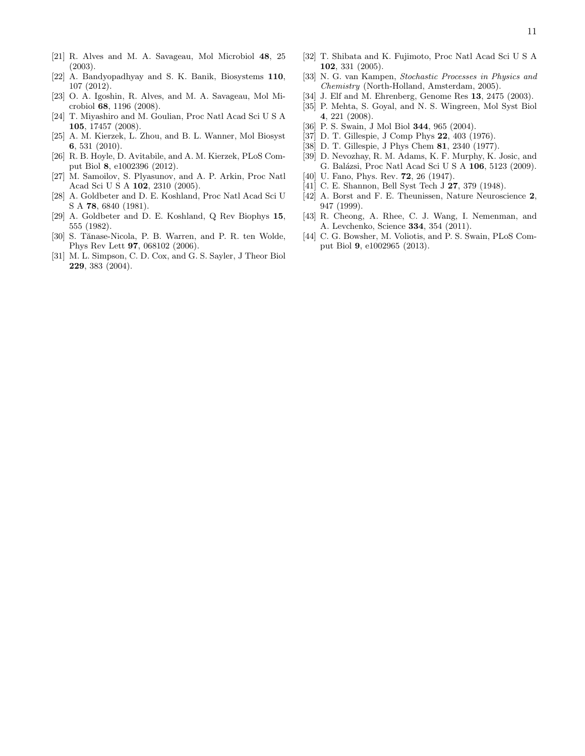[21] R. Alves and M. A. Savageau, Mol Microbiol **48**, 25 (2003).

[22] A. Bandyopadhyay and S. K. Banik, Biosystems **110**, 107 (2012).

[23] O. A. Igoshin, R. Alves, and M. A. Savageau, Mol Microbiol **68**, 1196 (2008).

[24] T. Miyashiro and M. Goulian, Proc Natl Acad Sci U S A **105**, 17457 (2008).

[25] A. M. Kierzek, L. Zhou, and B. L. Wanner, Mol Biosyst **6**, 531 (2010).

[26] R. B. Hoyle, D. Avitabile, and A. M. Kierzek, PLoS Comput Biol **8**, e1002396 (2012).

[27] M. Samoilov, S. Plyasunov, and A. P. Arkin, Proc Natl Acad Sci U S A **102**, 2310 (2005).

[28] A. Goldbeter and D. E. Koshland, Proc Natl Acad Sci U S A **78**, 6840 (1981).

[29] A. Goldbeter and D. E. Koshland, Q Rev Biophys **15**, 555 (1982).

[30] S. Tănase-Nicola, P. B. Warren, and P. R. ten Wolde, Phys Rev Lett **97**, 068102 (2006).

[31] M. L. Simpson, C. D. Cox, and G. S. Sayler, J Theor Biol **229**, 383 (2004).

[32] T. Shibata and K. Fujimoto, Proc Natl Acad Sci U S A **102**, 331 (2005).

[33] N. G. van Kampen, *Stochastic Processes in Physics and Chemistry* (North-Holland, Amsterdam, 2005).

[34] J. Elf and M. Ehrenberg, Genome Res **13**, 2475 (2003).

[35] P. Mehta, S. Goyal, and N. S. Wingreen, Mol Syst Biol **4**, 221 (2008).

[36] P. S. Swain, J Mol Biol **344**, 965 (2004).

[37] D. T. Gillespie, J Comp Phys **22**, 403 (1976).

[38] D. T. Gillespie, J Phys Chem **81**, 2340 (1977).

[39] D. Nevozhay, R. M. Adams, K. F. Murphy, K. Josic, and G. Balázsi, Proc Natl Acad Sci U S A **106**, 5123 (2009).

[40] U. Fano, Phys. Rev. **72**, 26 (1947).

[41] C. E. Shannon, Bell Syst Tech J **27**, 379 (1948).

[42] A. Borst and F. E. Theunissen, Nature Neuroscience **2**, 947 (1999).

[43] R. Cheong, A. Rhee, C. J. Wang, I. Nemenman, and A. Levchenko, Science **334**, 354 (2011).

[44] C. G. Bowsher, M. Voliotis, and P. S. Swain, PLoS Comput Biol **9**, e1002965 (2013).